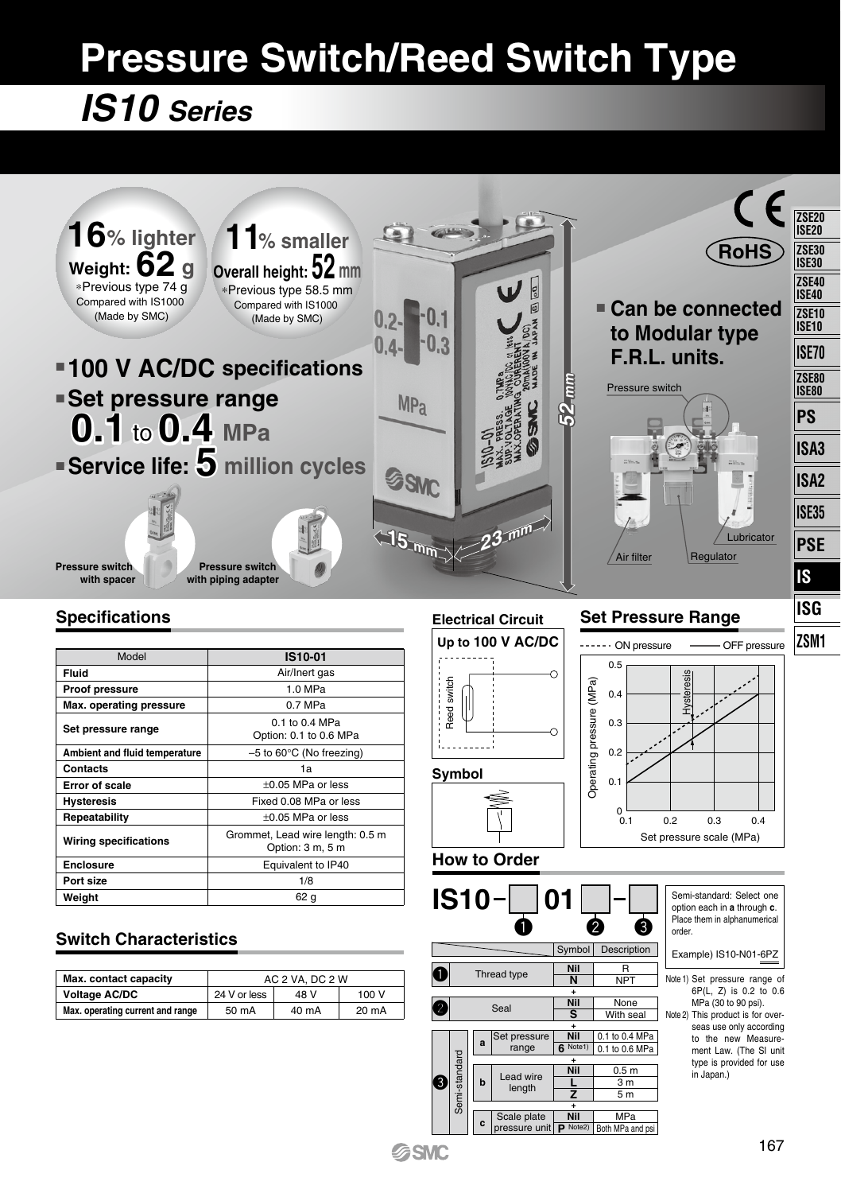# Pressure Switch/Reed Switch Type

## IS10 Series

**16% lighter**
**Weight: 62 g**
*Previous type 74 g
Compared with IS1000 (Made by SMC)

**11% smaller**
**Overall height: 52 mm**
*Previous type 58.5 mm
Compared with IS1000 (Made by SMC)

- **100 V AC/DC specifications**
- **Set pressure range 0.1 to 0.4 MPa**
- **Service life: 5 million cycles**

Pressure switch with spacer

Pressure switch with piping adapter

- **Can be connected to Modular type F.R.L. units.**

Pressure switch / Air filter / Regulator / Lubricator

### Specifications

| Model | IS10-01 |
|---|---|
| Fluid | Air/Inert gas |
| Proof pressure | 1.0 MPa |
| Max. operating pressure | 0.7 MPa |
| Set pressure range | 0.1 to 0.4 MPa<br>Option: 0.1 to 0.6 MPa |
| Ambient and fluid temperature | –5 to 60°C (No freezing) |
| Contacts | 1a |
| Error of scale | ±0.05 MPa or less |
| Hysteresis | Fixed 0.08 MPa or less |
| Repeatability | ±0.05 MPa or less |
| Wiring specifications | Grommet, Lead wire length: 0.5 m<br>Option: 3 m, 5 m |
| Enclosure | Equivalent to IP40 |
| Port size | 1/8 |
| Weight | 62 g |

### Switch Characteristics

| Max. contact capacity | AC 2 VA, DC 2 W | | |
|---|---|---|---|
| Voltage AC/DC | 24 V or less | 48 V | 100 V |
| Max. operating current and range | 50 mA | 40 mA | 20 mA |

### Electrical Circuit

Up to 100 V AC/DC

Reed switch

### Symbol

### Set Pressure Range

------ ON pressure ——— OFF pressure

Operating pressure (MPa) vs. Set pressure scale (MPa); Hysteresis

### How to Order

**IS10 – [1] 01 [2] – [3]**

Semi-standard: Select one option each in **a** through **c**. Place them in alphanumerical order.

Example) IS10-N01-6PZ

| | | | Symbol | Description |
|---|---|---|---|---|
| 1 | Thread type | | Nil | R |
| | | | N | NPT |
| 2 | Seal | | Nil | None |
| | | | S | With seal |
| 3 Semi-standard | a | Set pressure range | Nil | 0.1 to 0.4 MPa |
| | | | 6 Note1) | 0.1 to 0.6 MPa |
| | b | Lead wire length | Nil | 0.5 m |
| | | | L | 3 m |
| | | | Z | 5 m |
| | c | Scale plate pressure unit | Nil | MPa |
| | | | P Note2) | Both MPa and psi |

Note 1) Set pressure range of 6P(L, Z) is 0.2 to 0.6 MPa (30 to 90 psi).

Note 2) This product is for overseas use only according to the new Measurement Law. (The SI unit type is provided for use in Japan.)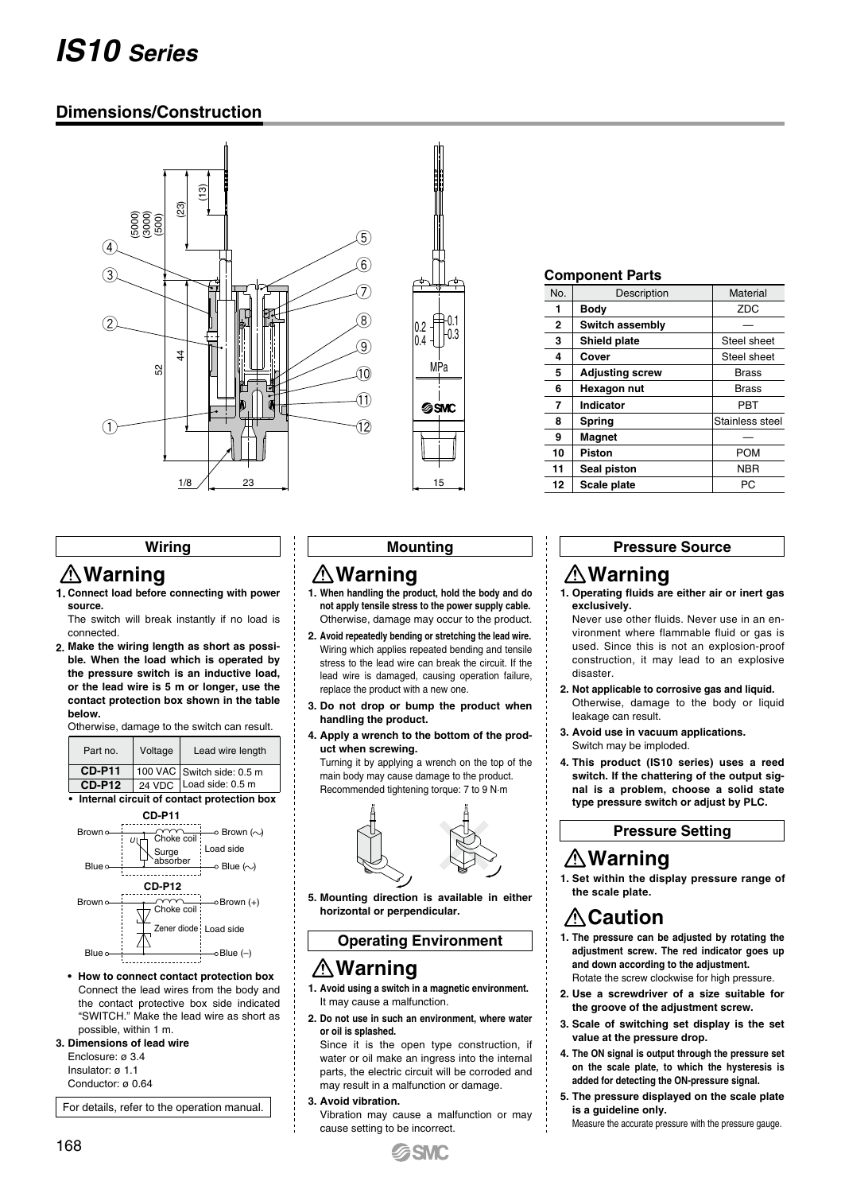# IS10 Series

## Dimensions/Construction

### Component Parts

| No. | Description | Material |
|---|---|---|
| 1 | Body | ZDC |
| 2 | Switch assembly | — |
| 3 | Shield plate | Steel sheet |
| 4 | Cover | Steel sheet |
| 5 | Adjusting screw | Brass |
| 6 | Hexagon nut | Brass |
| 7 | Indicator | PBT |
| 8 | Spring | Stainless steel |
| 9 | Magnet | — |
| 10 | Piston | POM |
| 11 | Seal piston | NBR |
| 12 | Scale plate | PC |

### Wiring

## ⚠Warning

1. **Connect load before connecting with power source.**
   The switch will break instantly if no load is connected.
2. **Make the wiring length as short as possible. When the load which is operated by the pressure switch is an inductive load, or the lead wire is 5 m or longer, use the contact protection box shown in the table below.**
   Otherwise, damage to the switch can result.

| Part no. | Voltage | Lead wire length |
|---|---|---|
| CD-P11 | 100 VAC | Switch side: 0.5 m |
| CD-P12 | 24 VDC | Load side: 0.5 m |

- **Internal circuit of contact protection box**

- **How to connect contact protection box**
  Connect the lead wires from the body and the contact protective box side indicated "SWITCH." Make the lead wire as short as possible, within 1 m.

3. **Dimensions of lead wire**
   Enclosure: ø 3.4
   Insulator: ø 1.1
   Conductor: ø 0.64

For details, refer to the operation manual.

### Mounting

## ⚠Warning

1. **When handling the product, hold the body and do not apply tensile stress to the power supply cable.** Otherwise, damage may occur to the product.
2. **Avoid repeatedly bending or stretching the lead wire.** Wiring which applies repeated bending and tensile stress to the lead wire can break the circuit. If the lead wire is damaged, causing operation failure, replace the product with a new one.
3. **Do not drop or bump the product when handling the product.**
4. **Apply a wrench to the bottom of the product when screwing.**
   Turning it by applying a wrench on the top of the main body may cause damage to the product. Recommended tightening torque: 7 to 9 N·m
5. **Mounting direction is available in either horizontal or perpendicular.**

### Operating Environment

## ⚠Warning

1. **Avoid using a switch in a magnetic environment.** It may cause a malfunction.
2. **Do not use in such an environment, where water or oil is splashed.**
   Since it is the open type construction, if water or oil make an ingress into the internal parts, the electric circuit will be corroded and may result in a malfunction or damage.
3. **Avoid vibration.**
   Vibration may cause a malfunction or may cause setting to be incorrect.

### Pressure Source

## ⚠Warning

1. **Operating fluids are either air or inert gas exclusively.**
   Never use other fluids. Never use in an environment where flammable fluid or gas is used. Since this is not an explosion-proof construction, it may lead to an explosive disaster.
2. **Not applicable to corrosive gas and liquid.**
   Otherwise, damage to the body or liquid leakage can result.
3. **Avoid use in vacuum applications.**
   Switch may be imploded.
4. **This product (IS10 series) uses a reed switch. If the chattering of the output signal is a problem, choose a solid state type pressure switch or adjust by PLC.**

### Pressure Setting

## ⚠Warning

1. **Set within the display pressure range of the scale plate.**

## ⚠Caution

1. **The pressure can be adjusted by rotating the adjustment screw. The red indicator goes up and down according to the adjustment.**
   Rotate the screw clockwise for high pressure.
2. **Use a screwdriver of a size suitable for the groove of the adjustment screw.**
3. **Scale of switching set display is the set value at the pressure drop.**
4. **The ON signal is output through the pressure set on the scale plate, to which the hysteresis is added for detecting the ON-pressure signal.**
5. **The pressure displayed on the scale plate is a guideline only.**
   Measure the accurate pressure with the pressure gauge.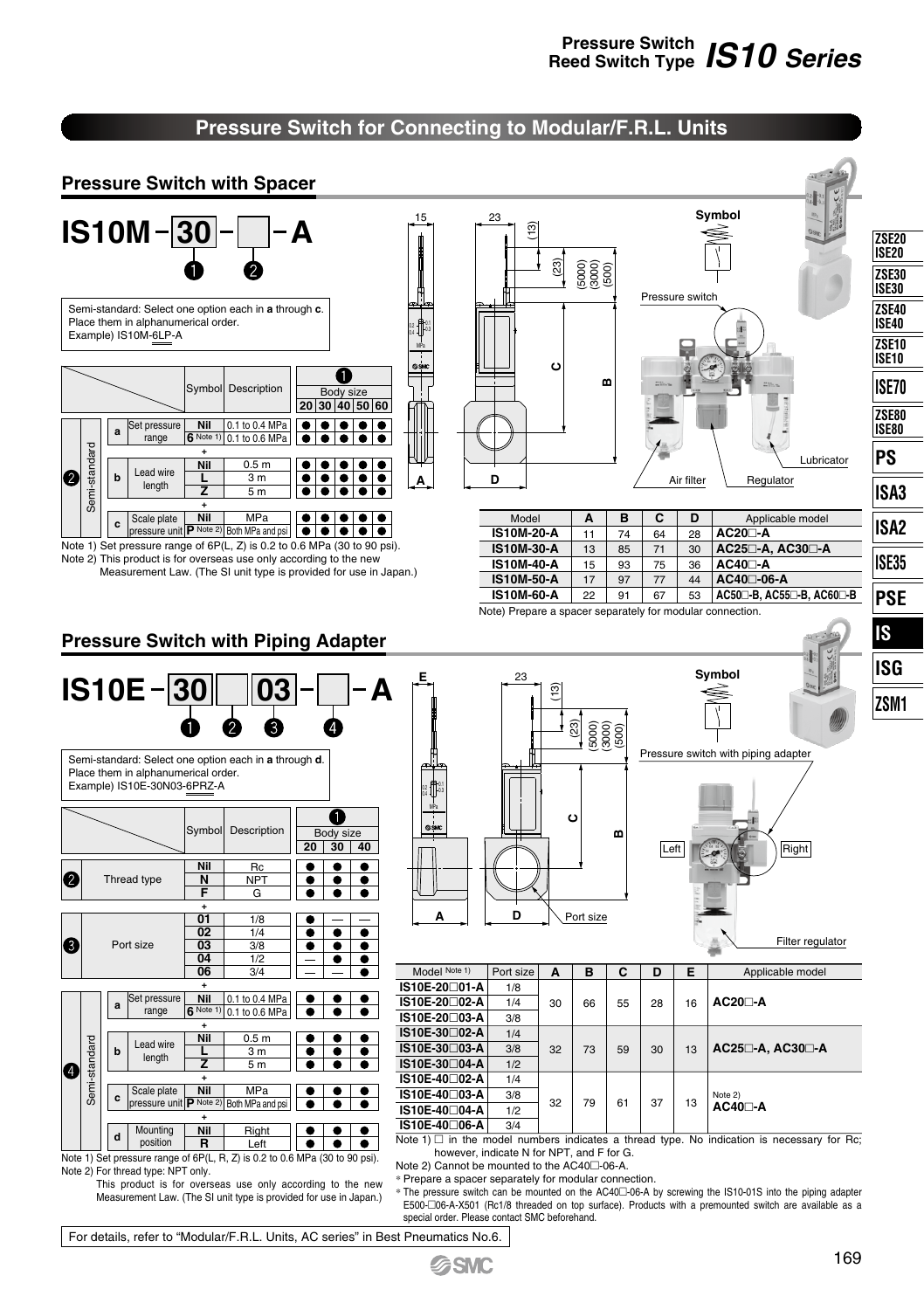# Pressure Switch Reed Switch Type IS10 Series

## Pressure Switch for Connecting to Modular/F.R.L. Units

### Pressure Switch with Spacer

**IS10M − 30 − □ − A**

❶ ❷

Semi-standard: Select one option each in **a** through **c**.
Place them in alphanumerical order.
Example) IS10M-6LP-A

| | | | Symbol | Description | ❶ Body size | | | | |
|---|---|---|---|---|---|---|---|---|---|
| | | | | | 20 | 30 | 40 | 50 | 60 |
| ❷ Semi-standard | a | Set pressure range | Nil | 0.1 to 0.4 MPa | ● | ● | ● | ● | ● |
| | | | 6 Note 1) | 0.1 to 0.6 MPa | ● | ● | ● | ● | ● |
| | b | Lead wire length | Nil | 0.5 m | ● | ● | ● | ● | ● |
| | | | L | 3 m | ● | ● | ● | ● | ● |
| | | | Z | 5 m | ● | ● | ● | ● | ● |
| | c | Scale plate pressure unit | Nil | MPa | ● | ● | ● | ● | ● |
| | | | P Note 2) | Both MPa and psi | ● | ● | ● | ● | ● |

Note 1) Set pressure range of 6P(L, Z) is 0.2 to 0.6 MPa (30 to 90 psi).
Note 2) This product is for overseas use only according to the new Measurement Law. (The SI unit type is provided for use in Japan.)

Symbol

Pressure switch

Air filter, Regulator, Lubricator

15, 23, (13), (23), (5000) (3000) (500), A, B, C, D

| Model | A | B | C | D | Applicable model |
|---|---|---|---|---|---|
| IS10M-20-A | 11 | 74 | 64 | 28 | AC20□-A |
| IS10M-30-A | 13 | 85 | 71 | 30 | AC25□-A, AC30□-A |
| IS10M-40-A | 15 | 93 | 75 | 36 | AC40□-A |
| IS10M-50-A | 17 | 97 | 77 | 44 | AC40□-06-A |
| IS10M-60-A | 22 | 91 | 67 | 53 | AC50□-B, AC55□-B, AC60□-B |

Note) Prepare a spacer separately for modular connection.

### Pressure Switch with Piping Adapter

**IS10E − 30 □ 03 − □ − A**

❶ ❷ ❸ ❹

Semi-standard: Select one option each in **a** through **d**.
Place them in alphanumerical order.
Example) IS10E-30N03-6PRZ-A

| | | | Symbol | Description | ❶ Body size | | |
|---|---|---|---|---|---|---|---|
| | | | | | 20 | 30 | 40 |
| ❷ | Thread type | | Nil | Rc | ● | ● | ● |
| | | | N | NPT | ● | ● | ● |
| | | | F | G | ● | ● | ● |
| ❸ | Port size | | 01 | 1/8 | ● | — | — |
| | | | 02 | 1/4 | ● | ● | ● |
| | | | 03 | 3/8 | ● | ● | ● |
| | | | 04 | 1/2 | — | ● | ● |
| | | | 06 | 3/4 | — | — | ● |
| ❹ Semi-standard | a | Set pressure range | Nil | 0.1 to 0.4 MPa | ● | ● | ● |
| | | | 6 Note 1) | 0.1 to 0.6 MPa | ● | ● | ● |
| | b | Lead wire length | Nil | 0.5 m | ● | ● | ● |
| | | | L | 3 m | ● | ● | ● |
| | | | Z | 5 m | ● | ● | ● |
| | c | Scale plate pressure unit | Nil | MPa | ● | ● | ● |
| | | | P Note 2) | Both MPa and psi | ● | ● | ● |
| | d | Mounting position | Nil | Right | ● | ● | ● |
| | | | R | Left | ● | ● | ● |

Note 1) Set pressure range of 6P(L, R, Z) is 0.2 to 0.6 MPa (30 to 90 psi).
Note 2) For thread type: NPT only.
This product is for overseas use only according to the new Measurement Law. (The SI unit type is provided for use in Japan.)

Symbol

Pressure switch with piping adapter

Left, Right, Filter regulator

E, 23, (13), (23), (5000) (3000) (500), A, B, C, D, Port size

| Model Note 1) | Port size | A | B | C | D | E | Applicable model |
|---|---|---|---|---|---|---|---|
| IS10E-20□01-A | 1/8 | 30 | 66 | 55 | 28 | 16 | AC20□-A |
| IS10E-20□02-A | 1/4 | | | | | | |
| IS10E-20□03-A | 3/8 | | | | | | |
| IS10E-30□02-A | 1/4 | 32 | 73 | 59 | 30 | 13 | AC25□-A, AC30□-A |
| IS10E-30□03-A | 3/8 | | | | | | |
| IS10E-30□04-A | 1/2 | | | | | | |
| IS10E-40□02-A | 1/4 | 32 | 79 | 61 | 37 | 13 | Note 2) AC40□-A |
| IS10E-40□03-A | 3/8 | | | | | | |
| IS10E-40□04-A | 1/2 | | | | | | |
| IS10E-40□06-A | 3/4 | | | | | | |

Note 1) □ in the model numbers indicates a thread type. No indication is necessary for Rc; however, indicate N for NPT, and F for G.
Note 2) Cannot be mounted to the AC40□-06-A.
* Prepare a spacer separately for modular connection.
* The pressure switch can be mounted on the AC40□-06-A by screwing the IS10-01S into the piping adapter E500-□06-A-X501 (Rc1/8 threaded on top surface). Products with a premounted switch are available as a special order. Please contact SMC beforehand.

For details, refer to "Modular/F.R.L. Units, AC series" in Best Pneumatics No.6.